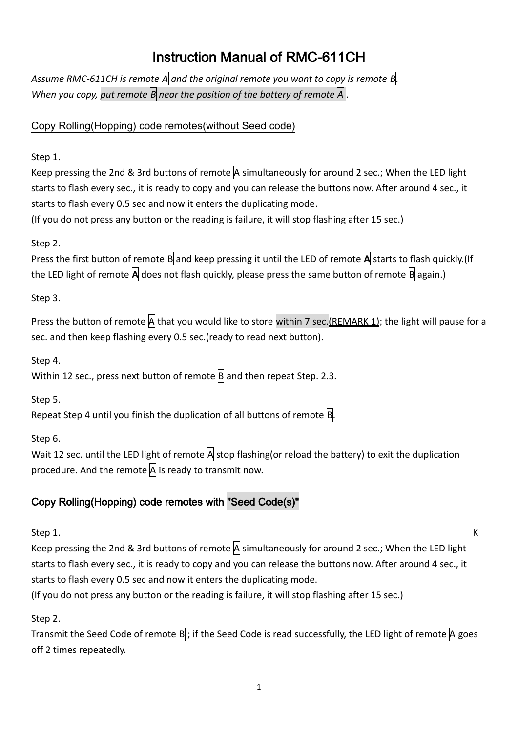# Instruction Manual of RMC-611CH

*Assume RMC-611CH is remote A and the original remote you want to copy is remote B.*
*When you copy, put remote B near the position of the battery of remote A .*

## Copy Rolling(Hopping) code remotes(without Seed code)

Step 1.
Keep pressing the 2nd & 3rd buttons of remote A simultaneously for around 2 sec.; When the LED light starts to flash every sec., it is ready to copy and you can release the buttons now. After around 4 sec., it starts to flash every 0.5 sec and now it enters the duplicating mode.
(If you do not press any button or the reading is failure, it will stop flashing after 15 sec.)

Step 2.
Press the first button of remote B and keep pressing it until the LED of remote **A** starts to flash quickly.(If the LED light of remote **A** does not flash quickly, please press the same button of remote B again.)

Step 3.
Press the button of remote A that you would like to store within 7 sec.(REMARK 1); the light will pause for a sec. and then keep flashing every 0.5 sec.(ready to read next button).

Step 4.
Within 12 sec., press next button of remote B and then repeat Step. 2.3.

Step 5.
Repeat Step 4 until you finish the duplication of all buttons of remote B.

Step 6.
Wait 12 sec. until the LED light of remote A stop flashing(or reload the battery) to exit the duplication procedure. And the remote A is ready to transmit now.

## Copy Rolling(Hopping) code remotes with "Seed Code(s)"

Step 1. K
Keep pressing the 2nd & 3rd buttons of remote A simultaneously for around 2 sec.; When the LED light starts to flash every sec., it is ready to copy and you can release the buttons now. After around 4 sec., it starts to flash every 0.5 sec and now it enters the duplicating mode.
(If you do not press any button or the reading is failure, it will stop flashing after 15 sec.)

Step 2.
Transmit the Seed Code of remote B ; if the Seed Code is read successfully, the LED light of remote A goes off 2 times repeatedly.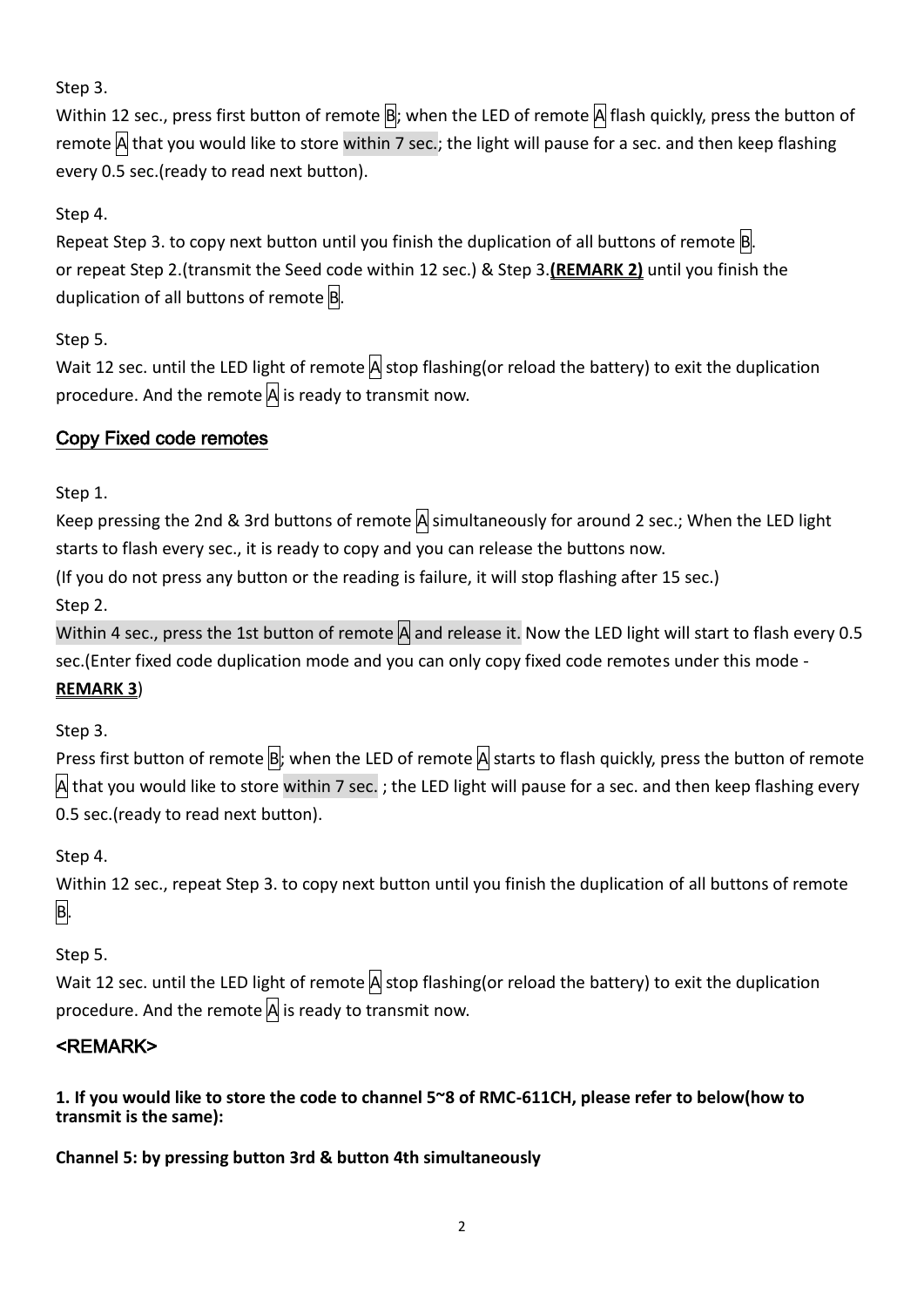Step 3.

Within 12 sec., press first button of remote B; when the LED of remote A flash quickly, press the button of remote A that you would like to store within 7 sec.; the light will pause for a sec. and then keep flashing every 0.5 sec.(ready to read next button).

Step 4.

Repeat Step 3. to copy next button until you finish the duplication of all buttons of remote B. or repeat Step 2.(transmit the Seed code within 12 sec.) & Step 3.**(REMARK 2)** until you finish the duplication of all buttons of remote B.

Step 5.

Wait 12 sec. until the LED light of remote A stop flashing(or reload the battery) to exit the duplication procedure. And the remote A is ready to transmit now.

## Copy Fixed code remotes

Step 1.

Keep pressing the 2nd & 3rd buttons of remote A simultaneously for around 2 sec.; When the LED light starts to flash every sec., it is ready to copy and you can release the buttons now.

(If you do not press any button or the reading is failure, it will stop flashing after 15 sec.)

Step 2.

Within 4 sec., press the 1st button of remote A and release it. Now the LED light will start to flash every 0.5 sec.(Enter fixed code duplication mode and you can only copy fixed code remotes under this mode - **REMARK 3**)

Step 3.

Press first button of remote B; when the LED of remote A starts to flash quickly, press the button of remote A that you would like to store within 7 sec. ; the LED light will pause for a sec. and then keep flashing every 0.5 sec.(ready to read next button).

Step 4.

Within 12 sec., repeat Step 3. to copy next button until you finish the duplication of all buttons of remote B.

Step 5.

Wait 12 sec. until the LED light of remote A stop flashing(or reload the battery) to exit the duplication procedure. And the remote A is ready to transmit now.

## <REMARK>

**1. If you would like to store the code to channel 5~8 of RMC-611CH, please refer to below(how to transmit is the same):**

**Channel 5: by pressing button 3rd & button 4th simultaneously**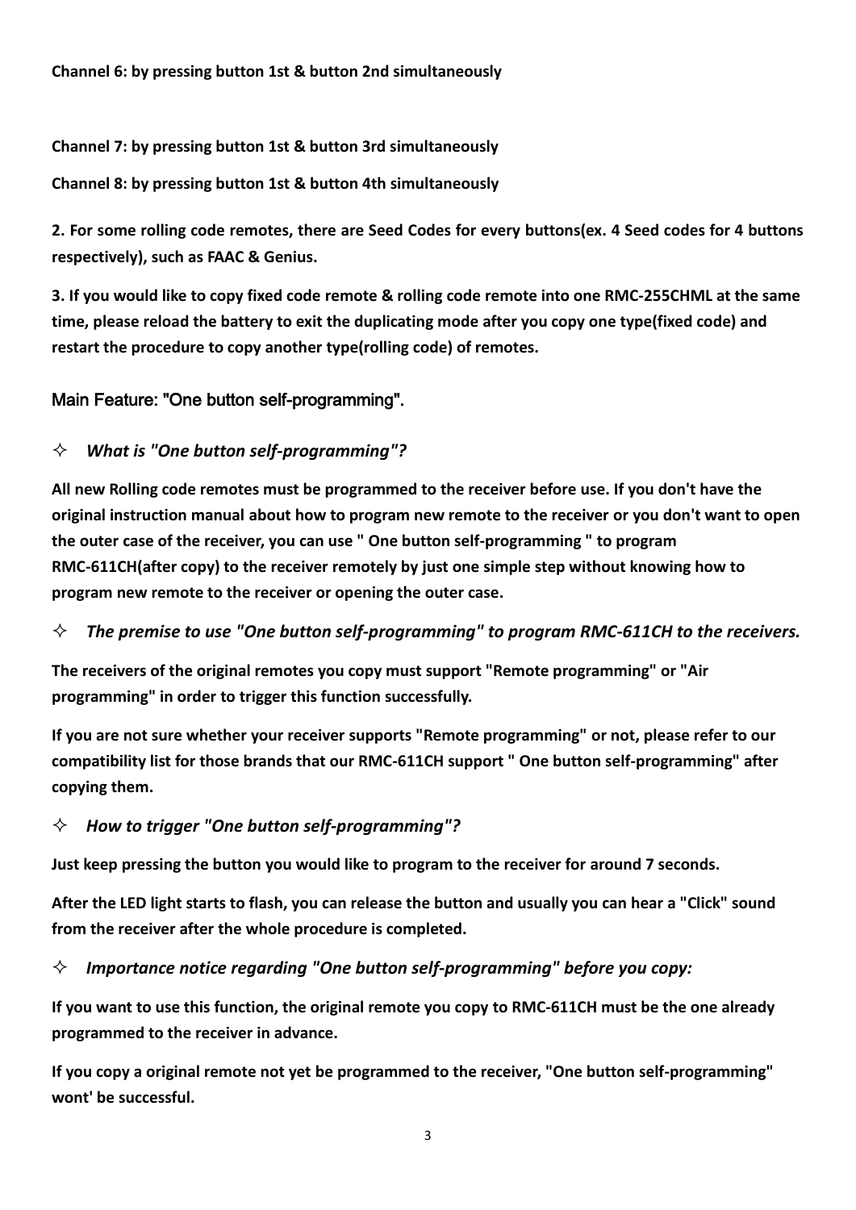**Channel 6: by pressing button 1st & button 2nd simultaneously**

**Channel 7: by pressing button 1st & button 3rd simultaneously**

**Channel 8: by pressing button 1st & button 4th simultaneously**

**2. For some rolling code remotes, there are Seed Codes for every buttons(ex. 4 Seed codes for 4 buttons respectively), such as FAAC & Genius.**

**3. If you would like to copy fixed code remote & rolling code remote into one RMC-255CHML at the same time, please reload the battery to exit the duplicating mode after you copy one type(fixed code) and restart the procedure to copy another type(rolling code) of remotes.**

## Main Feature: "One button self-programming".

### ✧ *What is "One button self-programming"?*

**All new Rolling code remotes must be programmed to the receiver before use. If you don't have the original instruction manual about how to program new remote to the receiver or you don't want to open the outer case of the receiver, you can use " One button self-programming " to program RMC-611CH(after copy) to the receiver remotely by just one simple step without knowing how to program new remote to the receiver or opening the outer case.**

### ✧ *The premise to use "One button self-programming" to program RMC-611CH to the receivers.*

**The receivers of the original remotes you copy must support "Remote programming" or "Air programming" in order to trigger this function successfully.**

**If you are not sure whether your receiver supports "Remote programming" or not, please refer to our compatibility list for those brands that our RMC-611CH support " One button self-programming" after copying them.**

### ✧ *How to trigger "One button self-programming"?*

**Just keep pressing the button you would like to program to the receiver for around 7 seconds.**

**After the LED light starts to flash, you can release the button and usually you can hear a "Click" sound from the receiver after the whole procedure is completed.**

### ✧ *Importance notice regarding "One button self-programming" before you copy:*

**If you want to use this function, the original remote you copy to RMC-611CH must be the one already programmed to the receiver in advance.**

**If you copy a original remote not yet be programmed to the receiver, "One button self-programming" wont' be successful.**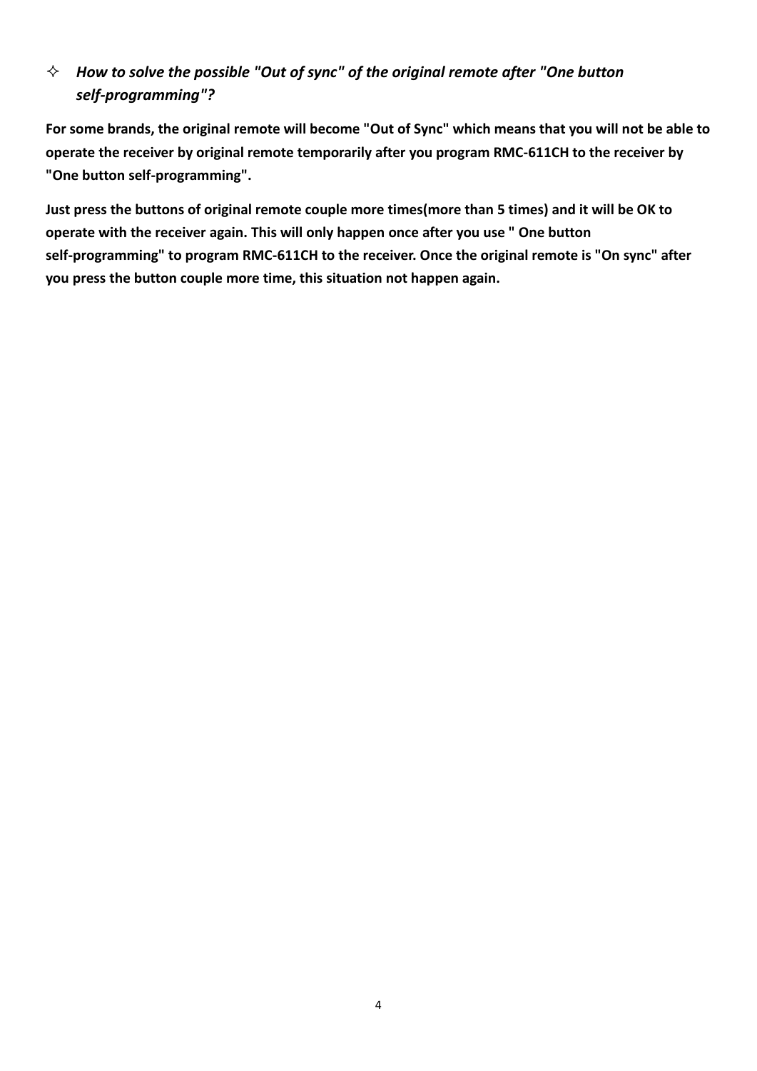- ***How to solve the possible "Out of sync" of the original remote after "One button self-programming"?***

**For some brands, the original remote will become "Out of Sync" which means that you will not be able to operate the receiver by original remote temporarily after you program RMC-611CH to the receiver by "One button self-programming".**

**Just press the buttons of original remote couple more times(more than 5 times) and it will be OK to operate with the receiver again. This will only happen once after you use " One button self-programming" to program RMC-611CH to the receiver. Once the original remote is "On sync" after you press the button couple more time, this situation not happen again.**